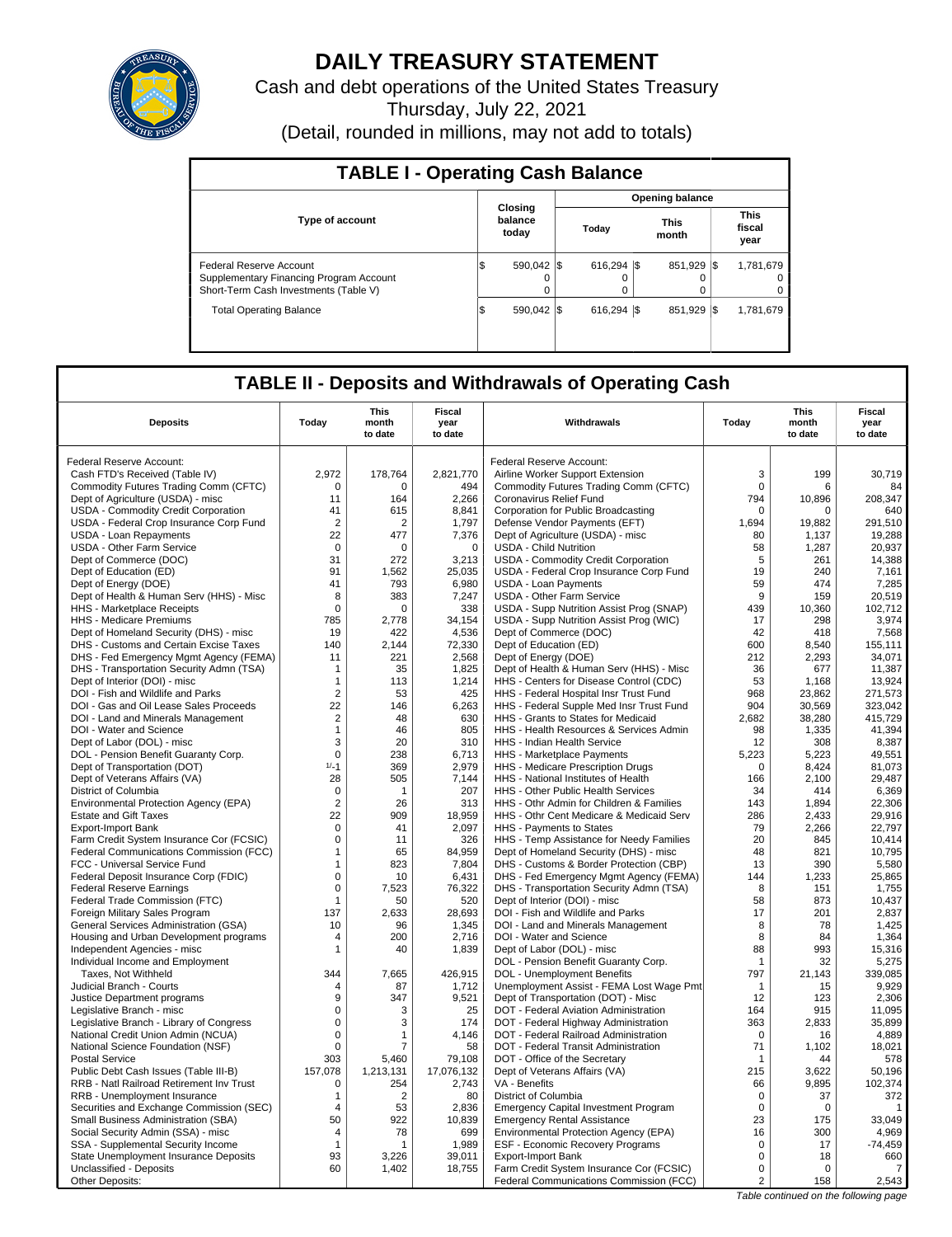# DAILY TREASURY STATEMENT

Cash and debt operations of the United States Treasury

Thursday, July 22, 2021

(Detail, rounded in millions, may not add to totals)

## TABLE I - Operating Cash Balance

| Type of account | Closing balance today | Opening balance Today | Opening balance This month | Opening balance This fiscal year |
|---|---|---|---|---|
| Federal Reserve Account | $ 590,042 | $ 616,294 | $ 851,929 | $ 1,781,679 |
| Supplementary Financing Program Account | 0 | 0 | 0 | 0 |
| Short-Term Cash Investments (Table V) | 0 | 0 | 0 | 0 |
| Total Operating Balance | $ 590,042 | $ 616,294 | $ 851,929 | $ 1,781,679 |

## TABLE II - Deposits and Withdrawals of Operating Cash

| Deposits | Today | This month to date | Fiscal year to date | Withdrawals | Today | This month to date | Fiscal year to date |
|---|---|---|---|---|---|---|---|
| Federal Reserve Account: | | | | Federal Reserve Account: | | | |
| Cash FTD's Received (Table IV) | 2,972 | 178,764 | 2,821,770 | Airline Worker Support Extension | 3 | 199 | 30,719 |
| Commodity Futures Trading Comm (CFTC) | 0 | 0 | 494 | Commodity Futures Trading Comm (CFTC) | 0 | 6 | 84 |
| Dept of Agriculture (USDA) - misc | 11 | 164 | 2,266 | Coronavirus Relief Fund | 794 | 10,896 | 208,347 |
| USDA - Commodity Credit Corporation | 41 | 615 | 8,841 | Corporation for Public Broadcasting | 0 | 0 | 640 |
| USDA - Federal Crop Insurance Corp Fund | 2 | 2 | 1,797 | Defense Vendor Payments (EFT) | 1,694 | 19,882 | 291,510 |
| USDA - Loan Repayments | 22 | 477 | 7,376 | Dept of Agriculture (USDA) - misc | 80 | 1,137 | 19,288 |
| USDA - Other Farm Service | 0 | 0 | 0 | USDA - Child Nutrition | 58 | 1,287 | 20,937 |
| Dept of Commerce (DOC) | 31 | 272 | 3,213 | USDA - Commodity Credit Corporation | 5 | 261 | 14,388 |
| Dept of Education (ED) | 91 | 1,562 | 25,035 | USDA - Federal Crop Insurance Corp Fund | 19 | 240 | 7,161 |
| Dept of Energy (DOE) | 41 | 793 | 6,980 | USDA - Loan Payments | 59 | 474 | 7,285 |
| Dept of Health & Human Serv (HHS) - Misc | 8 | 383 | 7,247 | USDA - Other Farm Service | 9 | 159 | 20,519 |
| HHS - Marketplace Receipts | 0 | 0 | 338 | USDA - Supp Nutrition Assist Prog (SNAP) | 439 | 10,360 | 102,712 |
| HHS - Medicare Premiums | 785 | 2,778 | 34,154 | USDA - Supp Nutrition Assist Prog (WIC) | 17 | 298 | 3,974 |
| Dept of Homeland Security (DHS) - misc | 19 | 422 | 4,536 | Dept of Commerce (DOC) | 42 | 418 | 7,568 |
| DHS - Customs and Certain Excise Taxes | 140 | 2,144 | 72,330 | Dept of Education (ED) | 600 | 8,540 | 155,111 |
| DHS - Fed Emergency Mgmt Agency (FEMA) | 11 | 221 | 2,568 | Dept of Energy (DOE) | 212 | 2,293 | 34,071 |
| DHS - Transportation Security Admn (TSA) | 1 | 35 | 1,825 | Dept of Health & Human Serv (HHS) - Misc | 36 | 677 | 11,387 |
| Dept of Interior (DOI) - misc | 1 | 113 | 1,214 | HHS - Centers for Disease Control (CDC) | 53 | 1,168 | 13,924 |
| DOI - Fish and Wildlife and Parks | 2 | 53 | 425 | HHS - Federal Hospital Insr Trust Fund | 968 | 23,862 | 271,573 |
| DOI - Gas and Oil Lease Sales Proceeds | 22 | 146 | 6,263 | HHS - Federal Supple Med Insr Trust Fund | 904 | 30,569 | 323,042 |
| DOI - Land and Minerals Management | 2 | 48 | 630 | HHS - Grants to States for Medicaid | 2,682 | 38,280 | 415,729 |
| DOI - Water and Science | 1 | 46 | 805 | HHS - Health Resources & Services Admin | 98 | 1,335 | 41,394 |
| Dept of Labor (DOL) - misc | 3 | 20 | 310 | HHS - Indian Health Service | 12 | 308 | 8,387 |
| DOL - Pension Benefit Guaranty Corp. | 0 | 238 | 6,713 | HHS - Marketplace Payments | 5,223 | 5,223 | 49,551 |
| Dept of Transportation (DOT) | 1/-1 | 369 | 2,979 | HHS - Medicare Prescription Drugs | 0 | 8,424 | 81,073 |
| Dept of Veterans Affairs (VA) | 28 | 505 | 7,144 | HHS - National Institutes of Health | 166 | 2,100 | 29,487 |
| District of Columbia | 0 | 1 | 207 | HHS - Other Public Health Services | 34 | 414 | 6,369 |
| Environmental Protection Agency (EPA) | 2 | 26 | 313 | HHS - Othr Admin for Children & Families | 143 | 1,894 | 22,306 |
| Estate and Gift Taxes | 22 | 909 | 18,959 | HHS - Othr Cent Medicare & Medicaid Serv | 286 | 2,433 | 29,916 |
| Export-Import Bank | 0 | 41 | 2,097 | HHS - Payments to States | 79 | 2,266 | 22,797 |
| Farm Credit System Insurance Cor (FCSIC) | 0 | 11 | 326 | HHS - Temp Assistance for Needy Families | 20 | 845 | 10,414 |
| Federal Communications Commission (FCC) | 1 | 65 | 84,959 | Dept of Homeland Security (DHS) - misc | 48 | 821 | 10,795 |
| FCC - Universal Service Fund | 1 | 823 | 7,804 | DHS - Customs & Border Protection (CBP) | 13 | 390 | 5,580 |
| Federal Deposit Insurance Corp (FDIC) | 0 | 10 | 6,431 | DHS - Fed Emergency Mgmt Agency (FEMA) | 144 | 1,233 | 25,865 |
| Federal Reserve Earnings | 0 | 7,523 | 76,322 | DHS - Transportation Security Admn (TSA) | 8 | 151 | 1,755 |
| Federal Trade Commission (FTC) | 1 | 50 | 520 | Dept of Interior (DOI) - misc | 58 | 873 | 10,437 |
| Foreign Military Sales Program | 137 | 2,633 | 28,693 | DOI - Fish and Wildlife and Parks | 17 | 201 | 2,837 |
| General Services Administration (GSA) | 10 | 96 | 1,345 | DOI - Land and Minerals Management | 8 | 78 | 1,425 |
| Housing and Urban Development programs | 4 | 200 | 2,716 | DOI - Water and Science | 8 | 84 | 1,364 |
| Independent Agencies - misc | 1 | 40 | 1,839 | Dept of Labor (DOL) - misc | 88 | 993 | 15,316 |
| Individual Income and Employment | | | | DOL - Pension Benefit Guaranty Corp. | 1 | 32 | 5,275 |
| Taxes, Not Withheld | 344 | 7,665 | 426,915 | DOL - Unemployment Benefits | 797 | 21,143 | 339,085 |
| Judicial Branch - Courts | 4 | 87 | 1,712 | Unemployment Assist - FEMA Lost Wage Pmt | 1 | 15 | 9,929 |
| Justice Department programs | 9 | 347 | 9,521 | Dept of Transportation (DOT) - Misc | 12 | 123 | 2,306 |
| Legislative Branch - misc | 0 | 3 | 25 | DOT - Federal Aviation Administration | 164 | 915 | 11,095 |
| Legislative Branch - Library of Congress | 0 | 3 | 174 | DOT - Federal Highway Administration | 363 | 2,833 | 35,899 |
| National Credit Union Admin (NCUA) | 0 | 1 | 4,146 | DOT - Federal Railroad Administration | 0 | 16 | 4,889 |
| National Science Foundation (NSF) | 0 | 7 | 58 | DOT - Federal Transit Administration | 71 | 1,102 | 18,021 |
| Postal Service | 303 | 5,460 | 79,108 | DOT - Office of the Secretary | 1 | 44 | 578 |
| Public Debt Cash Issues (Table III-B) | 157,078 | 1,213,131 | 17,076,132 | Dept of Veterans Affairs (VA) | 215 | 3,622 | 50,196 |
| RRB - Natl Railroad Retirement Inv Trust | 0 | 254 | 2,743 | VA - Benefits | 66 | 9,895 | 102,374 |
| RRB - Unemployment Insurance | 1 | 2 | 80 | District of Columbia | 0 | 37 | 372 |
| Securities and Exchange Commission (SEC) | 4 | 53 | 2,836 | Emergency Capital Investment Program | 0 | 0 | 1 |
| Small Business Administration (SBA) | 50 | 922 | 10,839 | Emergency Rental Assistance | 23 | 175 | 33,049 |
| Social Security Admin (SSA) - misc | 4 | 78 | 699 | Environmental Protection Agency (EPA) | 16 | 300 | 4,969 |
| SSA - Supplemental Security Income | 1 | 1 | 1,989 | ESF - Economic Recovery Programs | 0 | 17 | -74,459 |
| State Unemployment Insurance Deposits | 93 | 3,226 | 39,011 | Export-Import Bank | 0 | 18 | 660 |
| Unclassified - Deposits | 60 | 1,402 | 18,755 | Farm Credit System Insurance Cor (FCSIC) | 0 | 0 | 7 |
| Other Deposits: | | | | Federal Communications Commission (FCC) | 2 | 158 | 2,543 |

*Table continued on the following page*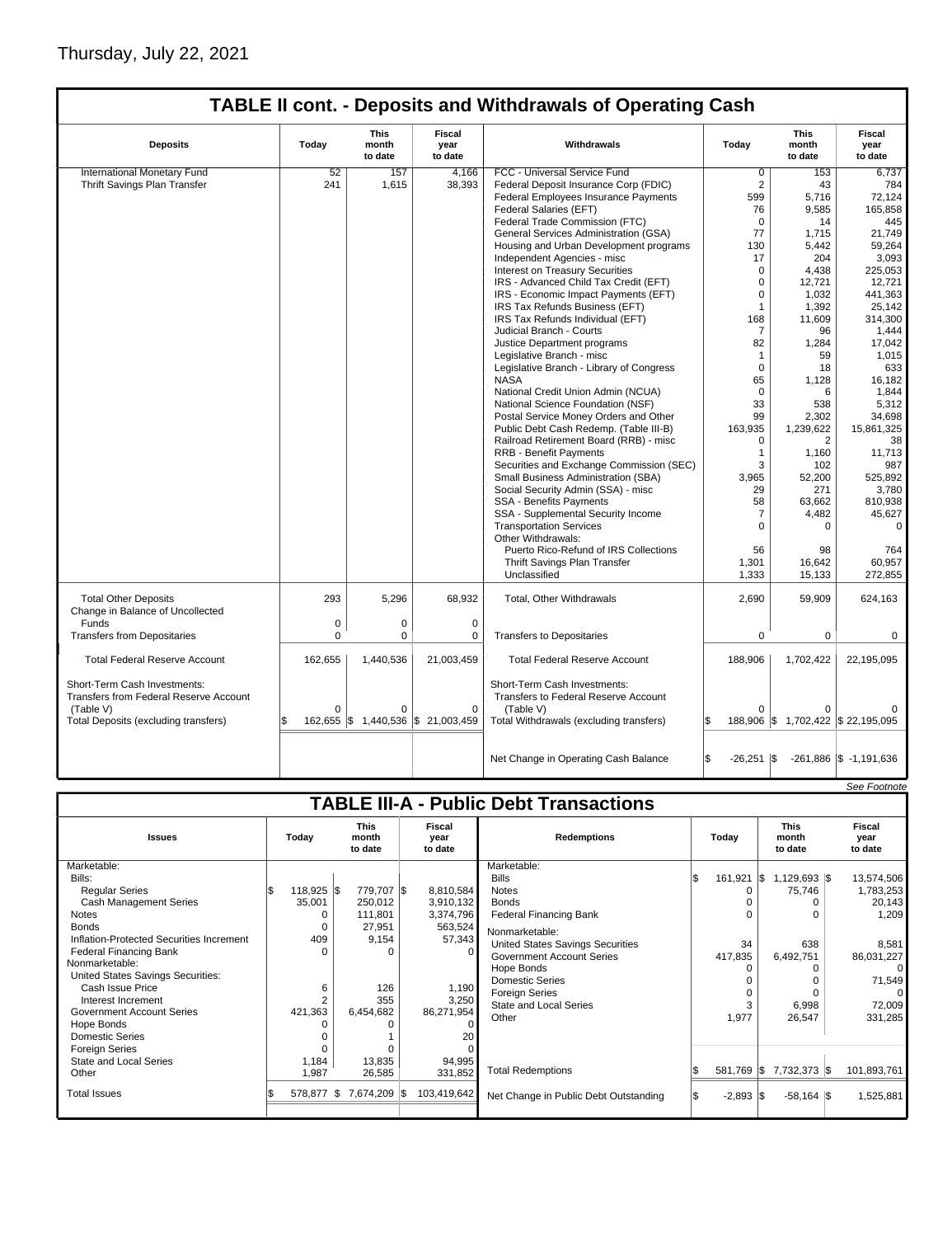Thursday, July 22, 2021

## TABLE II cont. - Deposits and Withdrawals of Operating Cash

| Deposits | Today | This month to date | Fiscal year to date | Withdrawals | Today | This month to date | Fiscal year to date |
|---|---|---|---|---|---|---|---|
| International Monetary Fund | 52 | 157 | 4,166 | FCC - Universal Service Fund | 0 | 153 | 6,737 |
| Thrift Savings Plan Transfer | 241 | 1,615 | 38,393 | Federal Deposit Insurance Corp (FDIC) | 2 | 43 | 784 |
| | | | | Federal Employees Insurance Payments | 599 | 5,716 | 72,124 |
| | | | | Federal Salaries (EFT) | 76 | 9,585 | 165,858 |
| | | | | Federal Trade Commission (FTC) | 0 | 14 | 445 |
| | | | | General Services Administration (GSA) | 77 | 1,715 | 21,749 |
| | | | | Housing and Urban Development programs | 130 | 5,442 | 59,264 |
| | | | | Independent Agencies - misc | 17 | 204 | 3,093 |
| | | | | Interest on Treasury Securities | 0 | 4,438 | 225,053 |
| | | | | IRS - Advanced Child Tax Credit (EFT) | 0 | 12,721 | 12,721 |
| | | | | IRS - Economic Impact Payments (EFT) | 0 | 1,032 | 441,363 |
| | | | | IRS Tax Refunds Business (EFT) | 1 | 1,392 | 25,142 |
| | | | | IRS Tax Refunds Individual (EFT) | 168 | 11,609 | 314,300 |
| | | | | Judicial Branch - Courts | 7 | 96 | 1,444 |
| | | | | Justice Department programs | 82 | 1,284 | 17,042 |
| | | | | Legislative Branch - misc | 1 | 59 | 1,015 |
| | | | | Legislative Branch - Library of Congress | 0 | 18 | 633 |
| | | | | NASA | 65 | 1,128 | 16,182 |
| | | | | National Credit Union Admin (NCUA) | 0 | 6 | 1,844 |
| | | | | National Science Foundation (NSF) | 33 | 538 | 5,312 |
| | | | | Postal Service Money Orders and Other | 99 | 2,302 | 34,698 |
| | | | | Public Debt Cash Redemp. (Table III-B) | 163,935 | 1,239,622 | 15,861,325 |
| | | | | Railroad Retirement Board (RRB) - misc | 0 | 2 | 38 |
| | | | | RRB - Benefit Payments | 1 | 1,160 | 11,713 |
| | | | | Securities and Exchange Commission (SEC) | 3 | 102 | 987 |
| | | | | Small Business Administration (SBA) | 3,965 | 52,200 | 525,892 |
| | | | | Social Security Admin (SSA) - misc | 29 | 271 | 3,780 |
| | | | | SSA - Benefits Payments | 58 | 63,662 | 810,938 |
| | | | | SSA - Supplemental Security Income | 7 | 4,482 | 45,627 |
| | | | | Transportation Services | 0 | 0 | 0 |
| | | | | Other Withdrawals: | | | |
| | | | | Puerto Rico-Refund of IRS Collections | 56 | 98 | 764 |
| | | | | Thrift Savings Plan Transfer | 1,301 | 16,642 | 60,957 |
| | | | | Unclassified | 1,333 | 15,133 | 272,855 |
| Total Other Deposits | 293 | 5,296 | 68,932 | Total, Other Withdrawals | 2,690 | 59,909 | 624,163 |
| Change in Balance of Uncollected Funds | 0 | 0 | 0 | | | | |
| Transfers from Depositaries | 0 | 0 | 0 | Transfers to Depositaries | 0 | 0 | 0 |
| Total Federal Reserve Account | 162,655 | 1,440,536 | 21,003,459 | Total Federal Reserve Account | 188,906 | 1,702,422 | 22,195,095 |
| Short-Term Cash Investments: Transfers from Federal Reserve Account (Table V) | 0 | 0 | 0 | Short-Term Cash Investments: Transfers to Federal Reserve Account (Table V) | 0 | 0 | 0 |
| Total Deposits (excluding transfers) | $ 162,655 | $ 1,440,536 | $ 21,003,459 | Total Withdrawals (excluding transfers) | $ 188,906 | $ 1,702,422 | $ 22,195,095 |
| | | | | Net Change in Operating Cash Balance | $ -26,251 | $ -261,886 | $ -1,191,636 |

*See Footnote*

## TABLE III-A - Public Debt Transactions

| Issues | Today | This month to date | Fiscal year to date | Redemptions | Today | This month to date | Fiscal year to date |
|---|---|---|---|---|---|---|---|
| Marketable: | | | | Marketable: | | | |
| Bills: | | | | Bills | $ 161,921 | $ 1,129,693 | $ 13,574,506 |
| Regular Series | $ 118,925 | $ 779,707 | $ 8,810,584 | Notes | 0 | 75,746 | 1,783,253 |
| Cash Management Series | 35,001 | 250,012 | 3,910,132 | Bonds | 0 | 0 | 20,143 |
| Notes | 0 | 111,801 | 3,374,796 | Federal Financing Bank | 0 | 0 | 1,209 |
| Bonds | 0 | 27,951 | 563,524 | Nonmarketable: | | | |
| Inflation-Protected Securities Increment | 409 | 9,154 | 57,343 | United States Savings Securities | 34 | 638 | 8,581 |
| Federal Financing Bank | 0 | 0 | 0 | Government Account Series | 417,835 | 6,492,751 | 86,031,227 |
| Nonmarketable: | | | | Hope Bonds | 0 | 0 | 0 |
| United States Savings Securities: | | | | Domestic Series | 0 | 0 | 71,549 |
| Cash Issue Price | 6 | 126 | 1,190 | Foreign Series | 0 | 0 | 0 |
| Interest Increment | 2 | 355 | 3,250 | State and Local Series | 3 | 6,998 | 72,009 |
| Government Account Series | 421,363 | 6,454,682 | 86,271,954 | Other | 1,977 | 26,547 | 331,285 |
| Hope Bonds | 0 | 0 | 0 | | | | |
| Domestic Series | 0 | 1 | 20 | | | | |
| Foreign Series | 0 | 0 | 0 | | | | |
| State and Local Series | 1,184 | 13,835 | 94,995 | | | | |
| Other | 1,987 | 26,585 | 331,852 | Total Redemptions | $ 581,769 | $ 7,732,373 | $ 101,893,761 |
| Total Issues | $ 578,877 | $ 7,674,209 | $ 103,419,642 | Net Change in Public Debt Outstanding | $ -2,893 | $ -58,164 | $ 1,525,881 |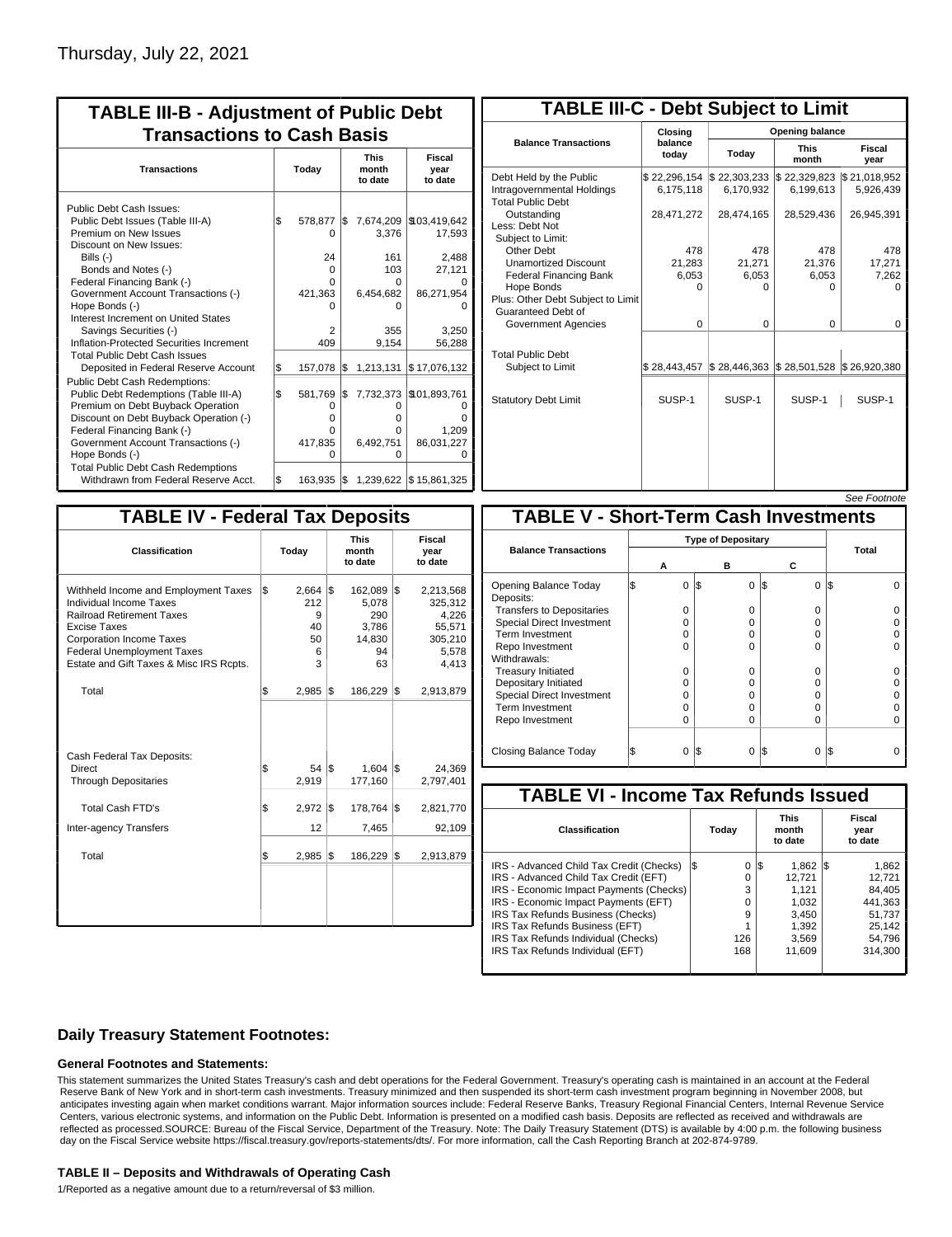Thursday, July 22, 2021

## TABLE III-B - Adjustment of Public Debt Transactions to Cash Basis

| Transactions | Today | This month to date | Fiscal year to date |
|---|---|---|---|
| Public Debt Cash Issues: | | | |
| Public Debt Issues (Table III-A) | $ 578,877 | $ 7,674,209 | $103,419,642 |
| Premium on New Issues | 0 | 3,376 | 17,593 |
| Discount on New Issues: | | | |
| Bills (-) | 24 | 161 | 2,488 |
| Bonds and Notes (-) | 0 | 103 | 27,121 |
| Federal Financing Bank (-) | 0 | 0 | 0 |
| Government Account Transactions (-) | 421,363 | 6,454,682 | 86,271,954 |
| Hope Bonds (-) | 0 | 0 | 0 |
| Interest Increment on United States Savings Securities (-) | 2 | 355 | 3,250 |
| Inflation-Protected Securities Increment | 409 | 9,154 | 56,288 |
| Total Public Debt Cash Issues Deposited in Federal Reserve Account | $ 157,078 | $ 1,213,131 | $ 17,076,132 |
| Public Debt Cash Redemptions: | | | |
| Public Debt Redemptions (Table III-A) | $ 581,769 | $ 7,732,373 | $101,893,761 |
| Premium on Debt Buyback Operation | 0 | 0 | 0 |
| Discount on Debt Buyback Operation (-) | 0 | 0 | 0 |
| Federal Financing Bank (-) | 0 | 0 | 1,209 |
| Government Account Transactions (-) | 417,835 | 6,492,751 | 86,031,227 |
| Hope Bonds (-) | 0 | 0 | 0 |
| Total Public Debt Cash Redemptions Withdrawn from Federal Reserve Acct. | $ 163,935 | $ 1,239,622 | $ 15,861,325 |

## TABLE III-C - Debt Subject to Limit

| Balance Transactions | Closing balance today | Opening balance Today | Opening balance This month | Opening balance Fiscal year |
|---|---|---|---|---|
| Debt Held by the Public | $ 22,296,154 | $ 22,303,233 | $ 22,329,823 | $ 21,018,952 |
| Intragovernmental Holdings | 6,175,118 | 6,170,932 | 6,199,613 | 5,926,439 |
| Total Public Debt Outstanding | 28,471,272 | 28,474,165 | 28,529,436 | 26,945,391 |
| Less: Debt Not Subject to Limit: | | | | |
| Other Debt | 478 | 478 | 478 | 478 |
| Unamortized Discount | 21,283 | 21,271 | 21,376 | 17,271 |
| Federal Financing Bank | 6,053 | 6,053 | 6,053 | 7,262 |
| Hope Bonds | 0 | 0 | 0 | 0 |
| Plus: Other Debt Subject to Limit Guaranteed Debt of Government Agencies | 0 | 0 | 0 | 0 |
| Total Public Debt Subject to Limit | $ 28,443,457 | $ 28,446,363 | $ 28,501,528 | $ 26,920,380 |
| Statutory Debt Limit | SUSP-1 | SUSP-1 | SUSP-1 | SUSP-1 |

*See Footnote*

## TABLE IV - Federal Tax Deposits

| Classification | Today | This month to date | Fiscal year to date |
|---|---|---|---|
| Withheld Income and Employment Taxes | $ 2,664 | $ 162,089 | $ 2,213,568 |
| Individual Income Taxes | 212 | 5,078 | 325,312 |
| Railroad Retirement Taxes | 9 | 290 | 4,226 |
| Excise Taxes | 40 | 3,786 | 55,571 |
| Corporation Income Taxes | 50 | 14,830 | 305,210 |
| Federal Unemployment Taxes | 6 | 94 | 5,578 |
| Estate and Gift Taxes & Misc IRS Rcpts. | 3 | 63 | 4,413 |
| Total | $ 2,985 | $ 186,229 | $ 2,913,879 |
| Cash Federal Tax Deposits: | | | |
| Direct | $ 54 | $ 1,604 | $ 24,369 |
| Through Depositaries | 2,919 | 177,160 | 2,797,401 |
| Total Cash FTD's | $ 2,972 | $ 178,764 | $ 2,821,770 |
| Inter-agency Transfers | 12 | 7,465 | 92,109 |
| Total | $ 2,985 | $ 186,229 | $ 2,913,879 |

## TABLE V - Short-Term Cash Investments

| Balance Transactions | Type of Depositary A | B | C | Total |
|---|---|---|---|---|
| Opening Balance Today | $ 0 | $ 0 | $ 0 | $ 0 |
| Deposits: | | | | |
| Transfers to Depositaries | 0 | 0 | 0 | 0 |
| Special Direct Investment | 0 | 0 | 0 | 0 |
| Term Investment | 0 | 0 | 0 | 0 |
| Repo Investment | 0 | 0 | 0 | 0 |
| Withdrawals: | | | | |
| Treasury Initiated | 0 | 0 | 0 | 0 |
| Depositary Initiated | 0 | 0 | 0 | 0 |
| Special Direct Investment | 0 | 0 | 0 | 0 |
| Term Investment | 0 | 0 | 0 | 0 |
| Repo Investment | 0 | 0 | 0 | 0 |
| Closing Balance Today | $ 0 | $ 0 | $ 0 | $ 0 |

## TABLE VI - Income Tax Refunds Issued

| Classification | Today | This month to date | Fiscal year to date |
|---|---|---|---|
| IRS - Advanced Child Tax Credit (Checks) | $ 0 | $ 1,862 | $ 1,862 |
| IRS - Advanced Child Tax Credit (EFT) | 0 | 12,721 | 12,721 |
| IRS - Economic Impact Payments (Checks) | 3 | 1,121 | 84,405 |
| IRS - Economic Impact Payments (EFT) | 0 | 1,032 | 441,363 |
| IRS Tax Refunds Business (Checks) | 9 | 3,450 | 51,737 |
| IRS Tax Refunds Business (EFT) | 1 | 1,392 | 25,142 |
| IRS Tax Refunds Individual (Checks) | 126 | 3,569 | 54,796 |
| IRS Tax Refunds Individual (EFT) | 168 | 11,609 | 314,300 |

### Daily Treasury Statement Footnotes:

#### General Footnotes and Statements:

This statement summarizes the United States Treasury's cash and debt operations for the Federal Government. Treasury's operating cash is maintained in an account at the Federal Reserve Bank of New York and in short-term cash investments. Treasury minimized and then suspended its short-term cash investment program beginning in November 2008, but anticipates investing again when market conditions warrant. Major information sources include: Federal Reserve Banks, Treasury Regional Financial Centers, Internal Revenue Service Centers, various electronic systems, and information on the Public Debt. Information is presented on a modified cash basis. Deposits are reflected as received and withdrawals are reflected as processed.SOURCE: Bureau of the Fiscal Service, Department of the Treasury. Note: The Daily Treasury Statement (DTS) is available by 4:00 p.m. the following business day on the Fiscal Service website https://fiscal.treasury.gov/reports-statements/dts/. For more information, call the Cash Reporting Branch at 202-874-9789.

#### TABLE II – Deposits and Withdrawals of Operating Cash

1/Reported as a negative amount due to a return/reversal of $3 million.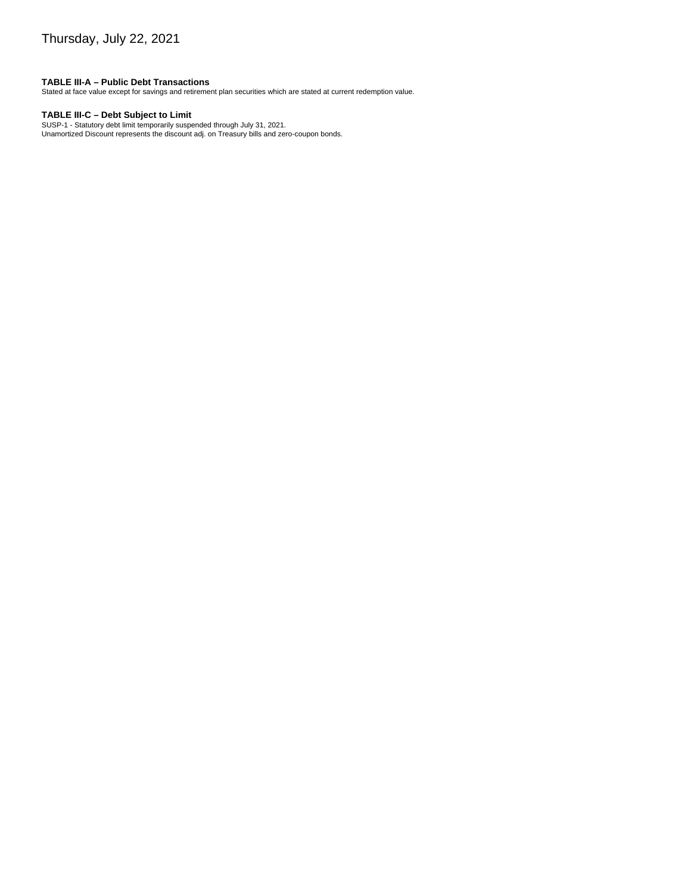Thursday, July 22, 2021

**TABLE III-A – Public Debt Transactions**

Stated at face value except for savings and retirement plan securities which are stated at current redemption value.

**TABLE III-C – Debt Subject to Limit**

SUSP-1 - Statutory debt limit temporarily suspended through July 31, 2021.

Unamortized Discount represents the discount adj. on Treasury bills and zero-coupon bonds.